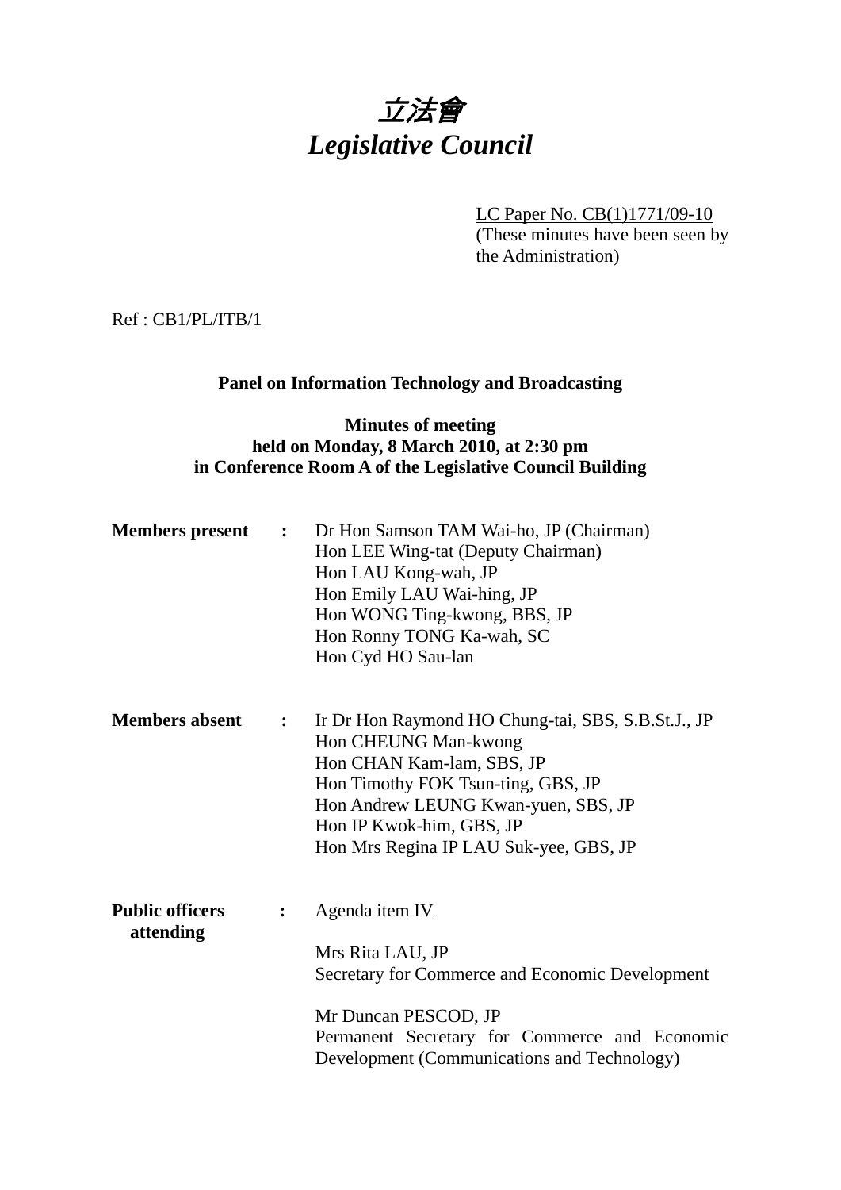# *立法會*
# *Legislative Council*

LC Paper No. CB(1)1771/09-10
(These minutes have been seen by the Administration)

Ref : CB1/PL/ITB/1

**Panel on Information Technology and Broadcasting**

**Minutes of meeting**
**held on Monday, 8 March 2010, at 2:30 pm**
**in Conference Room A of the Legislative Council Building**

**Members present** :
Dr Hon Samson TAM Wai-ho, JP (Chairman)
Hon LEE Wing-tat (Deputy Chairman)
Hon LAU Kong-wah, JP
Hon Emily LAU Wai-hing, JP
Hon WONG Ting-kwong, BBS, JP
Hon Ronny TONG Ka-wah, SC
Hon Cyd HO Sau-lan

**Members absent** :
Ir Dr Hon Raymond HO Chung-tai, SBS, S.B.St.J., JP
Hon CHEUNG Man-kwong
Hon CHAN Kam-lam, SBS, JP
Hon Timothy FOK Tsun-ting, GBS, JP
Hon Andrew LEUNG Kwan-yuen, SBS, JP
Hon IP Kwok-him, GBS, JP
Hon Mrs Regina IP LAU Suk-yee, GBS, JP

**Public officers attending** :
Agenda item IV

Mrs Rita LAU, JP
Secretary for Commerce and Economic Development

Mr Duncan PESCOD, JP
Permanent Secretary for Commerce and Economic Development (Communications and Technology)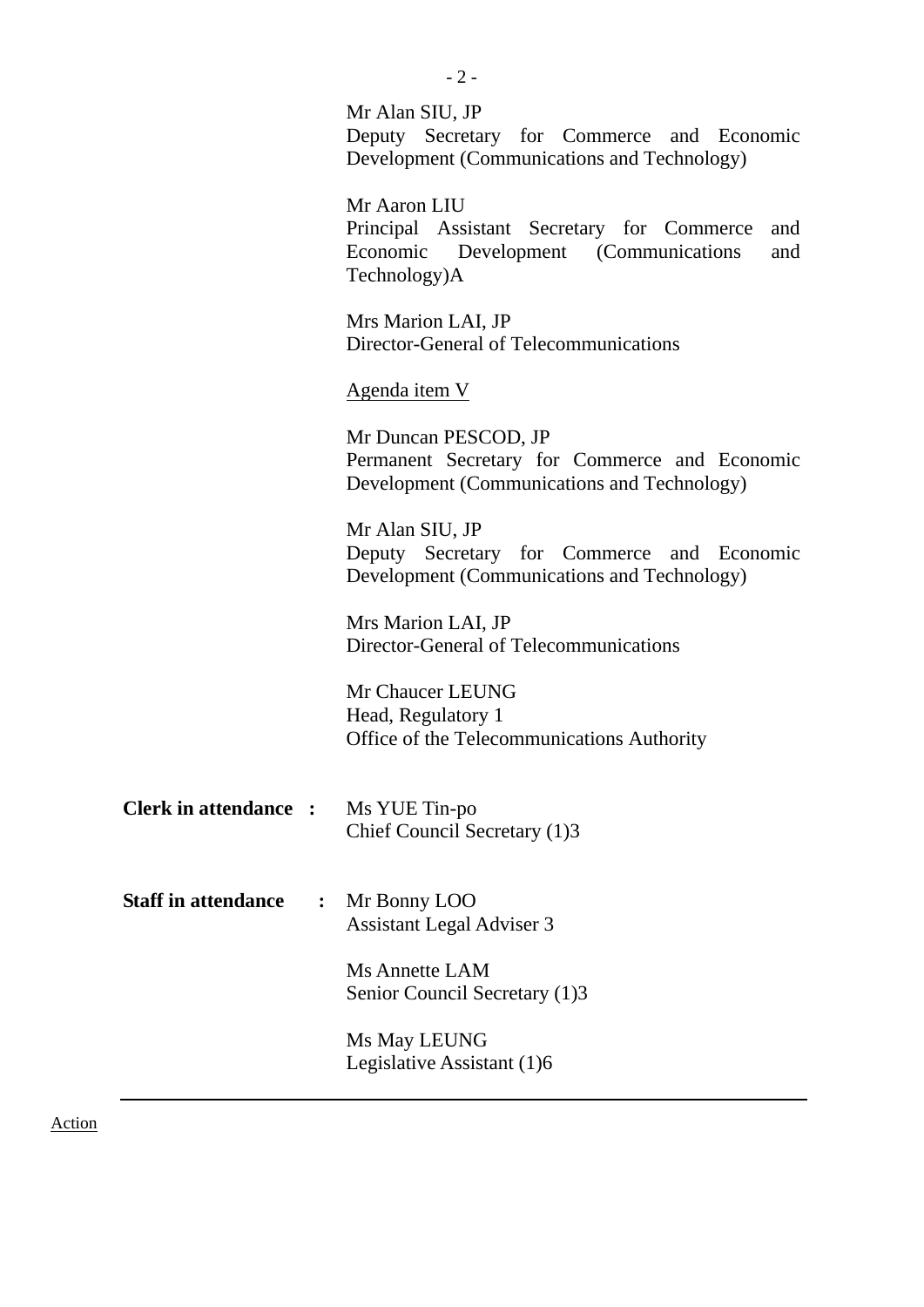Mr Alan SIU, JP
Deputy Secretary for Commerce and Economic Development (Communications and Technology)

Mr Aaron LIU
Principal Assistant Secretary for Commerce and Economic Development (Communications and Technology)A

Mrs Marion LAI, JP
Director-General of Telecommunications

<u>Agenda item V</u>

Mr Duncan PESCOD, JP
Permanent Secretary for Commerce and Economic Development (Communications and Technology)

Mr Alan SIU, JP
Deputy Secretary for Commerce and Economic Development (Communications and Technology)

Mrs Marion LAI, JP
Director-General of Telecommunications

Mr Chaucer LEUNG
Head, Regulatory 1
Office of the Telecommunications Authority

**Clerk in attendance :** Ms YUE Tin-po
Chief Council Secretary (1)3

**Staff in attendance :** Mr Bonny LOO
Assistant Legal Adviser 3

Ms Annette LAM
Senior Council Secretary (1)3

Ms May LEUNG
Legislative Assistant (1)6

---

<u>Action</u>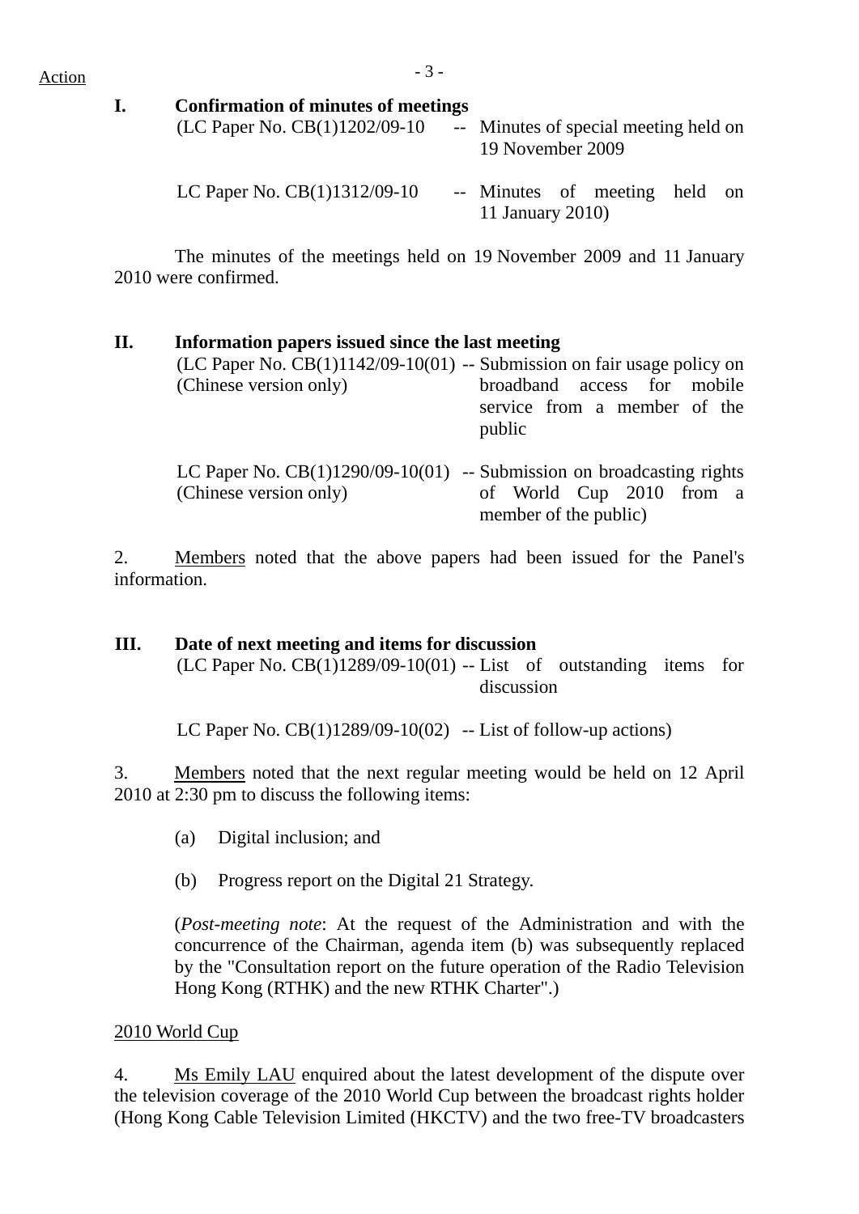Action

**I. Confirmation of minutes of meetings**

(LC Paper No. CB(1)1202/09-10 -- Minutes of special meeting held on 19 November 2009

LC Paper No. CB(1)1312/09-10 -- Minutes of meeting held on 11 January 2010)

The minutes of the meetings held on 19 November 2009 and 11 January 2010 were confirmed.

**II. Information papers issued since the last meeting**

(LC Paper No. CB(1)1142/09-10(01) (Chinese version only) -- Submission on fair usage policy on broadband access for mobile service from a member of the public

LC Paper No. CB(1)1290/09-10(01) (Chinese version only) -- Submission on broadcasting rights of World Cup 2010 from a member of the public)

2. Members noted that the above papers had been issued for the Panel's information.

**III. Date of next meeting and items for discussion**

(LC Paper No. CB(1)1289/09-10(01) -- List of outstanding items for discussion

LC Paper No. CB(1)1289/09-10(02) -- List of follow-up actions)

3. Members noted that the next regular meeting would be held on 12 April 2010 at 2:30 pm to discuss the following items:

(a) Digital inclusion; and

(b) Progress report on the Digital 21 Strategy.

(*Post-meeting note*: At the request of the Administration and with the concurrence of the Chairman, agenda item (b) was subsequently replaced by the "Consultation report on the future operation of the Radio Television Hong Kong (RTHK) and the new RTHK Charter".)

2010 World Cup

4. Ms Emily LAU enquired about the latest development of the dispute over the television coverage of the 2010 World Cup between the broadcast rights holder (Hong Kong Cable Television Limited (HKCTV) and the two free-TV broadcasters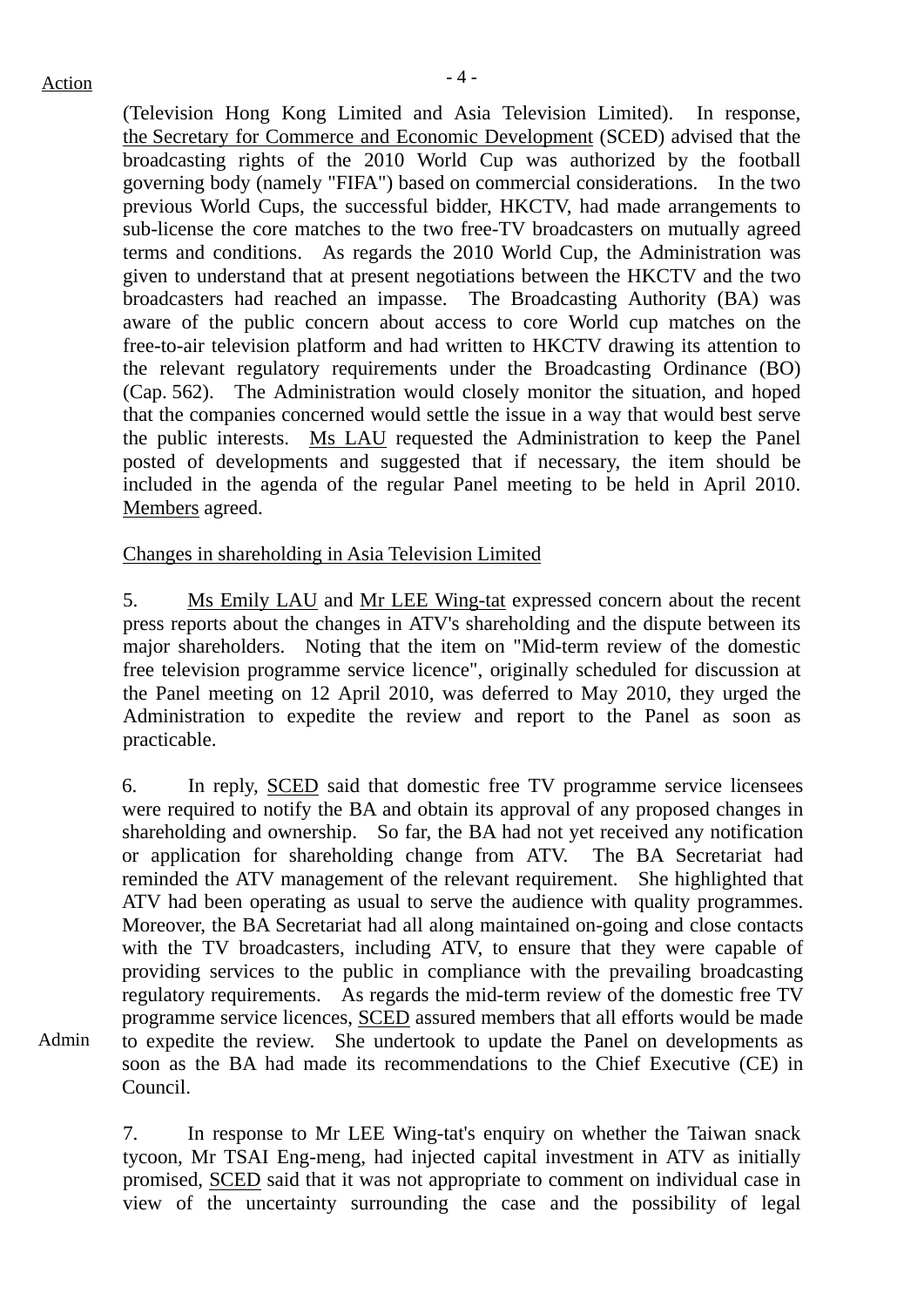Action

(Television Hong Kong Limited and Asia Television Limited). In response, the Secretary for Commerce and Economic Development (SCED) advised that the broadcasting rights of the 2010 World Cup was authorized by the football governing body (namely "FIFA") based on commercial considerations. In the two previous World Cups, the successful bidder, HKCTV, had made arrangements to sub-license the core matches to the two free-TV broadcasters on mutually agreed terms and conditions. As regards the 2010 World Cup, the Administration was given to understand that at present negotiations between the HKCTV and the two broadcasters had reached an impasse. The Broadcasting Authority (BA) was aware of the public concern about access to core World cup matches on the free-to-air television platform and had written to HKCTV drawing its attention to the relevant regulatory requirements under the Broadcasting Ordinance (BO) (Cap. 562). The Administration would closely monitor the situation, and hoped that the companies concerned would settle the issue in a way that would best serve the public interests. Ms LAU requested the Administration to keep the Panel posted of developments and suggested that if necessary, the item should be included in the agenda of the regular Panel meeting to be held in April 2010. Members agreed.

Changes in shareholding in Asia Television Limited

5. Ms Emily LAU and Mr LEE Wing-tat expressed concern about the recent press reports about the changes in ATV's shareholding and the dispute between its major shareholders. Noting that the item on "Mid-term review of the domestic free television programme service licence", originally scheduled for discussion at the Panel meeting on 12 April 2010, was deferred to May 2010, they urged the Administration to expedite the review and report to the Panel as soon as practicable.

6. In reply, SCED said that domestic free TV programme service licensees were required to notify the BA and obtain its approval of any proposed changes in shareholding and ownership. So far, the BA had not yet received any notification or application for shareholding change from ATV. The BA Secretariat had reminded the ATV management of the relevant requirement. She highlighted that ATV had been operating as usual to serve the audience with quality programmes. Moreover, the BA Secretariat had all along maintained on-going and close contacts with the TV broadcasters, including ATV, to ensure that they were capable of providing services to the public in compliance with the prevailing broadcasting regulatory requirements. As regards the mid-term review of the domestic free TV programme service licences, SCED assured members that all efforts would be made to expedite the review. She undertook to update the Panel on developments as soon as the BA had made its recommendations to the Chief Executive (CE) in Council.

Admin

7. In response to Mr LEE Wing-tat's enquiry on whether the Taiwan snack tycoon, Mr TSAI Eng-meng, had injected capital investment in ATV as initially promised, SCED said that it was not appropriate to comment on individual case in view of the uncertainty surrounding the case and the possibility of legal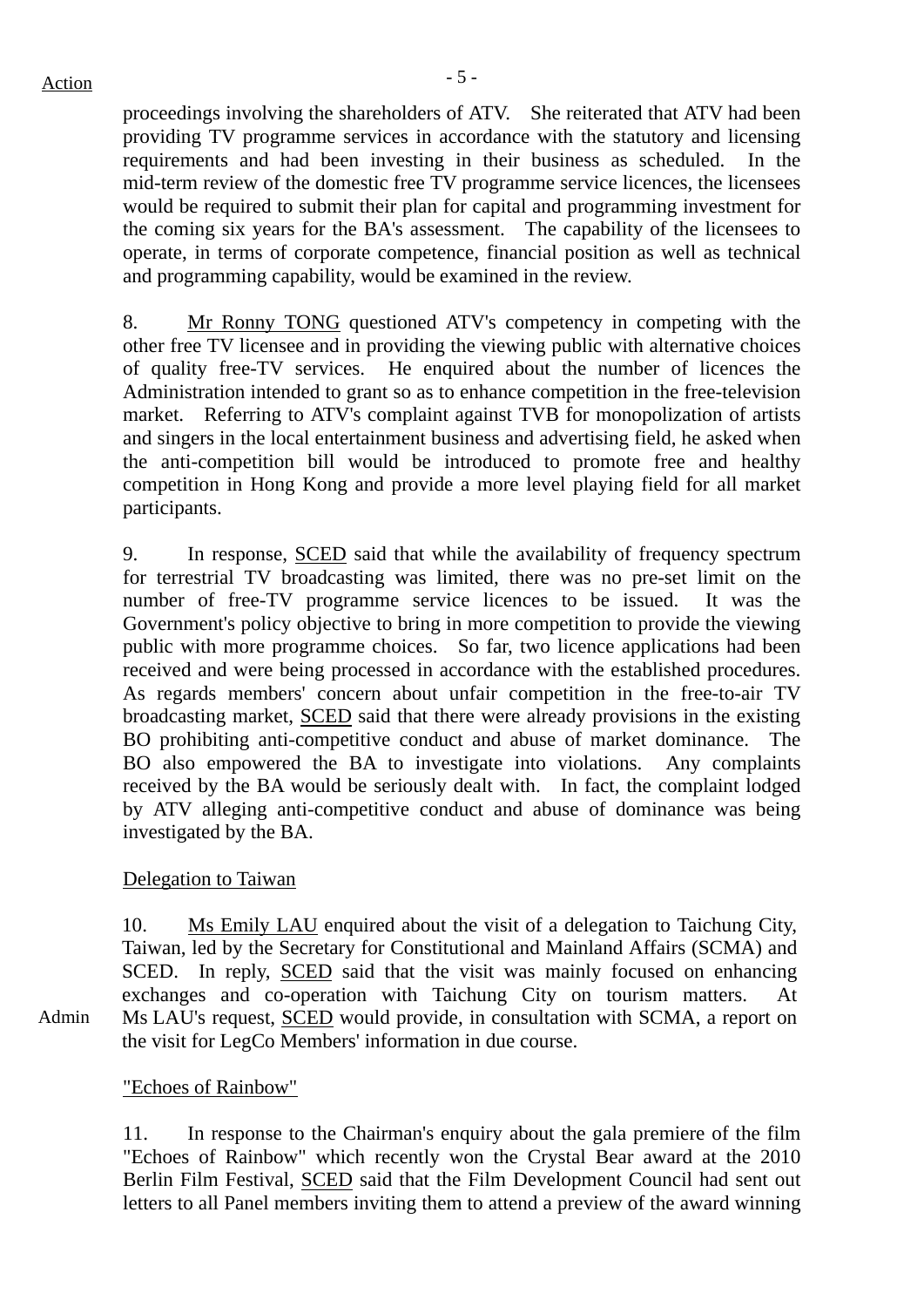Action

proceedings involving the shareholders of ATV. She reiterated that ATV had been providing TV programme services in accordance with the statutory and licensing requirements and had been investing in their business as scheduled. In the mid-term review of the domestic free TV programme service licences, the licensees would be required to submit their plan for capital and programming investment for the coming six years for the BA's assessment. The capability of the licensees to operate, in terms of corporate competence, financial position as well as technical and programming capability, would be examined in the review.

8. Mr Ronny TONG questioned ATV's competency in competing with the other free TV licensee and in providing the viewing public with alternative choices of quality free-TV services. He enquired about the number of licences the Administration intended to grant so as to enhance competition in the free-television market. Referring to ATV's complaint against TVB for monopolization of artists and singers in the local entertainment business and advertising field, he asked when the anti-competition bill would be introduced to promote free and healthy competition in Hong Kong and provide a more level playing field for all market participants.

9. In response, SCED said that while the availability of frequency spectrum for terrestrial TV broadcasting was limited, there was no pre-set limit on the number of free-TV programme service licences to be issued. It was the Government's policy objective to bring in more competition to provide the viewing public with more programme choices. So far, two licence applications had been received and were being processed in accordance with the established procedures. As regards members' concern about unfair competition in the free-to-air TV broadcasting market, SCED said that there were already provisions in the existing BO prohibiting anti-competitive conduct and abuse of market dominance. The BO also empowered the BA to investigate into violations. Any complaints received by the BA would be seriously dealt with. In fact, the complaint lodged by ATV alleging anti-competitive conduct and abuse of dominance was being investigated by the BA.

Delegation to Taiwan

10. Ms Emily LAU enquired about the visit of a delegation to Taichung City, Taiwan, led by the Secretary for Constitutional and Mainland Affairs (SCMA) and SCED. In reply, SCED said that the visit was mainly focused on enhancing exchanges and co-operation with Taichung City on tourism matters. At Ms LAU's request, SCED would provide, in consultation with SCMA, a report on the visit for LegCo Members' information in due course.

Admin

"Echoes of Rainbow"

11. In response to the Chairman's enquiry about the gala premiere of the film "Echoes of Rainbow" which recently won the Crystal Bear award at the 2010 Berlin Film Festival, SCED said that the Film Development Council had sent out letters to all Panel members inviting them to attend a preview of the award winning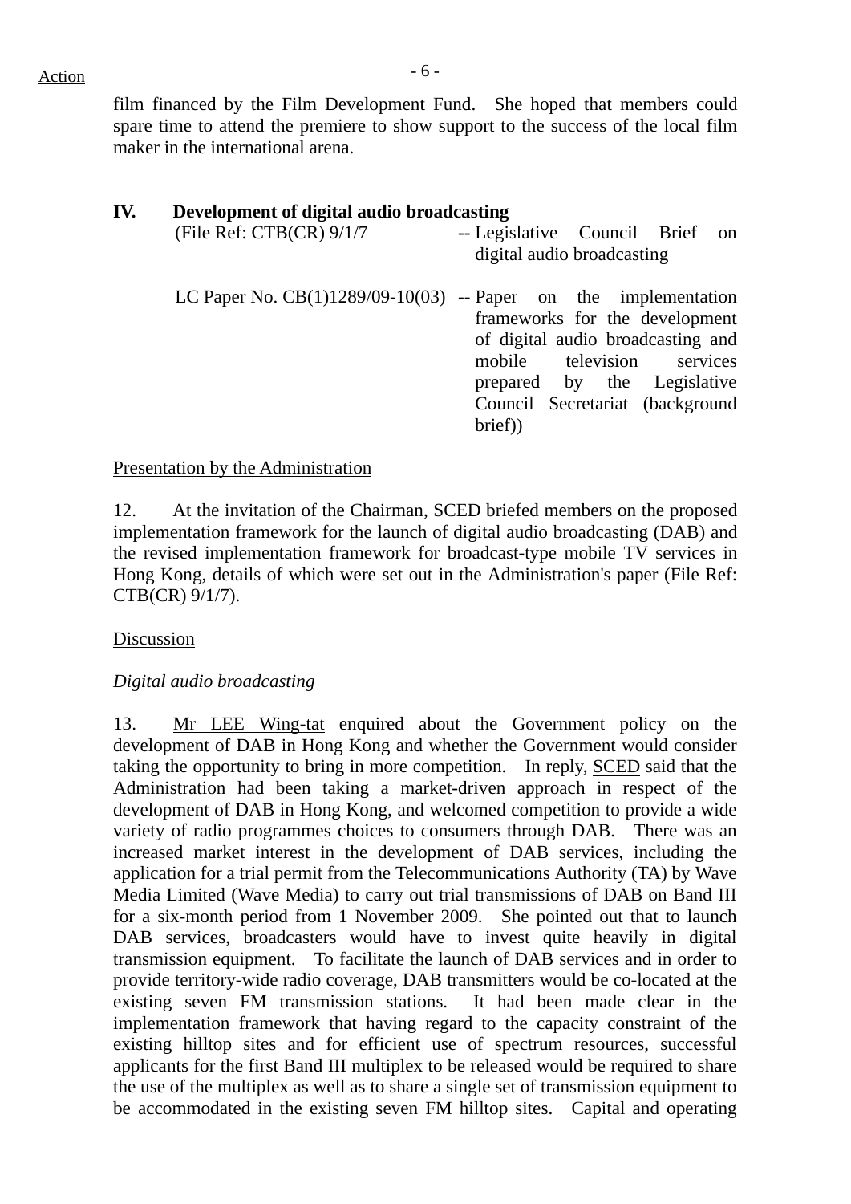film financed by the Film Development Fund. She hoped that members could spare time to attend the premiere to show support to the success of the local film maker in the international arena.

## IV. Development of digital audio broadcasting

(File Ref: CTB(CR) 9/1/7 -- Legislative Council Brief on digital audio broadcasting

LC Paper No. CB(1)1289/09-10(03) -- Paper on the implementation frameworks for the development of digital audio broadcasting and mobile television services prepared by the Legislative Council Secretariat (background brief))

Presentation by the Administration

12. At the invitation of the Chairman, SCED briefed members on the proposed implementation framework for the launch of digital audio broadcasting (DAB) and the revised implementation framework for broadcast-type mobile TV services in Hong Kong, details of which were set out in the Administration's paper (File Ref: CTB(CR) 9/1/7).

Discussion

*Digital audio broadcasting*

13. Mr LEE Wing-tat enquired about the Government policy on the development of DAB in Hong Kong and whether the Government would consider taking the opportunity to bring in more competition. In reply, SCED said that the Administration had been taking a market-driven approach in respect of the development of DAB in Hong Kong, and welcomed competition to provide a wide variety of radio programmes choices to consumers through DAB. There was an increased market interest in the development of DAB services, including the application for a trial permit from the Telecommunications Authority (TA) by Wave Media Limited (Wave Media) to carry out trial transmissions of DAB on Band III for a six-month period from 1 November 2009. She pointed out that to launch DAB services, broadcasters would have to invest quite heavily in digital transmission equipment. To facilitate the launch of DAB services and in order to provide territory-wide radio coverage, DAB transmitters would be co-located at the existing seven FM transmission stations. It had been made clear in the implementation framework that having regard to the capacity constraint of the existing hilltop sites and for efficient use of spectrum resources, successful applicants for the first Band III multiplex to be released would be required to share the use of the multiplex as well as to share a single set of transmission equipment to be accommodated in the existing seven FM hilltop sites. Capital and operating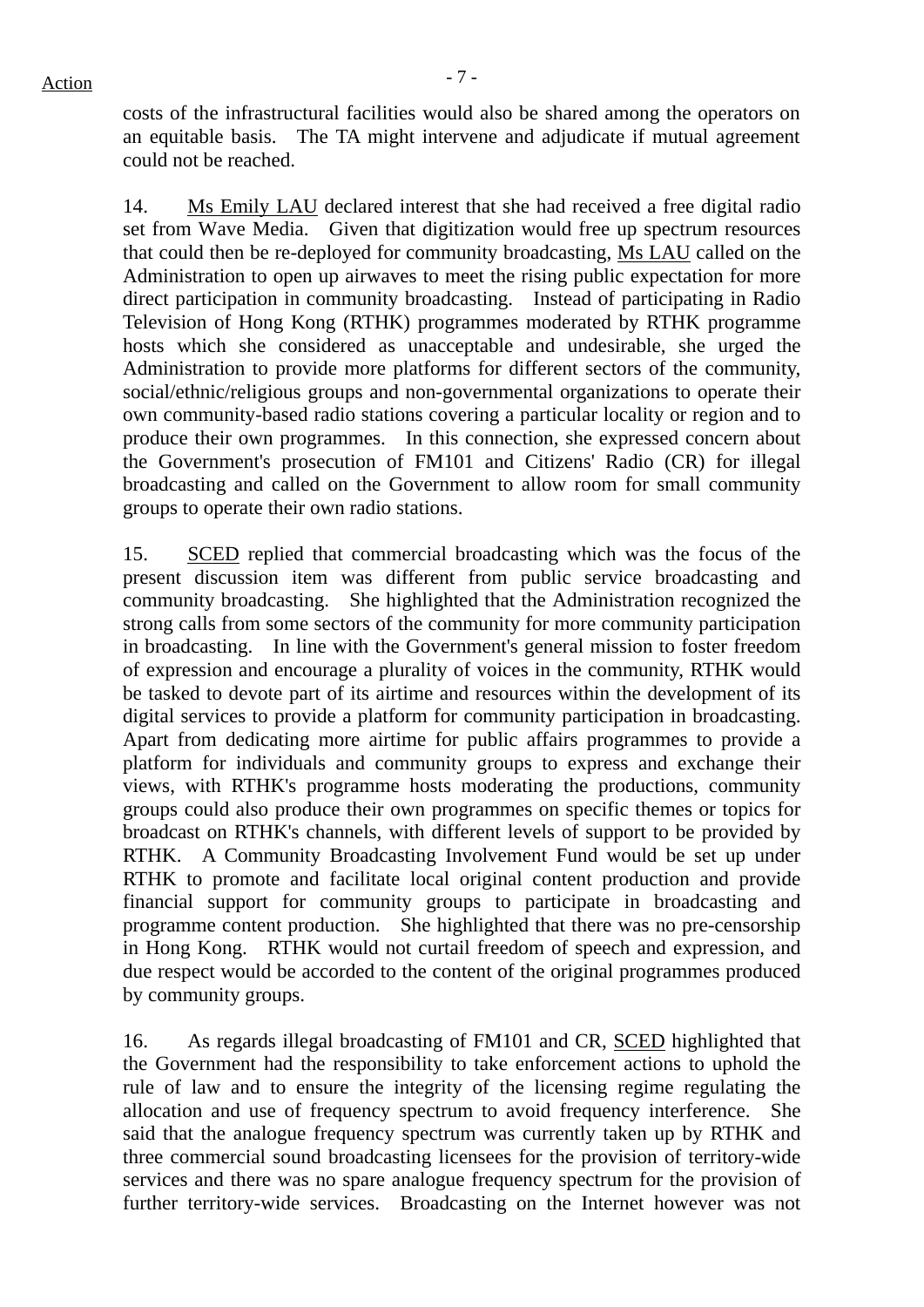costs of the infrastructural facilities would also be shared among the operators on an equitable basis. The TA might intervene and adjudicate if mutual agreement could not be reached.

14. Ms Emily LAU declared interest that she had received a free digital radio set from Wave Media. Given that digitization would free up spectrum resources that could then be re-deployed for community broadcasting, Ms LAU called on the Administration to open up airwaves to meet the rising public expectation for more direct participation in community broadcasting. Instead of participating in Radio Television of Hong Kong (RTHK) programmes moderated by RTHK programme hosts which she considered as unacceptable and undesirable, she urged the Administration to provide more platforms for different sectors of the community, social/ethnic/religious groups and non-governmental organizations to operate their own community-based radio stations covering a particular locality or region and to produce their own programmes. In this connection, she expressed concern about the Government's prosecution of FM101 and Citizens' Radio (CR) for illegal broadcasting and called on the Government to allow room for small community groups to operate their own radio stations.

15. SCED replied that commercial broadcasting which was the focus of the present discussion item was different from public service broadcasting and community broadcasting. She highlighted that the Administration recognized the strong calls from some sectors of the community for more community participation in broadcasting. In line with the Government's general mission to foster freedom of expression and encourage a plurality of voices in the community, RTHK would be tasked to devote part of its airtime and resources within the development of its digital services to provide a platform for community participation in broadcasting. Apart from dedicating more airtime for public affairs programmes to provide a platform for individuals and community groups to express and exchange their views, with RTHK's programme hosts moderating the productions, community groups could also produce their own programmes on specific themes or topics for broadcast on RTHK's channels, with different levels of support to be provided by RTHK. A Community Broadcasting Involvement Fund would be set up under RTHK to promote and facilitate local original content production and provide financial support for community groups to participate in broadcasting and programme content production. She highlighted that there was no pre-censorship in Hong Kong. RTHK would not curtail freedom of speech and expression, and due respect would be accorded to the content of the original programmes produced by community groups.

16. As regards illegal broadcasting of FM101 and CR, SCED highlighted that the Government had the responsibility to take enforcement actions to uphold the rule of law and to ensure the integrity of the licensing regime regulating the allocation and use of frequency spectrum to avoid frequency interference. She said that the analogue frequency spectrum was currently taken up by RTHK and three commercial sound broadcasting licensees for the provision of territory-wide services and there was no spare analogue frequency spectrum for the provision of further territory-wide services. Broadcasting on the Internet however was not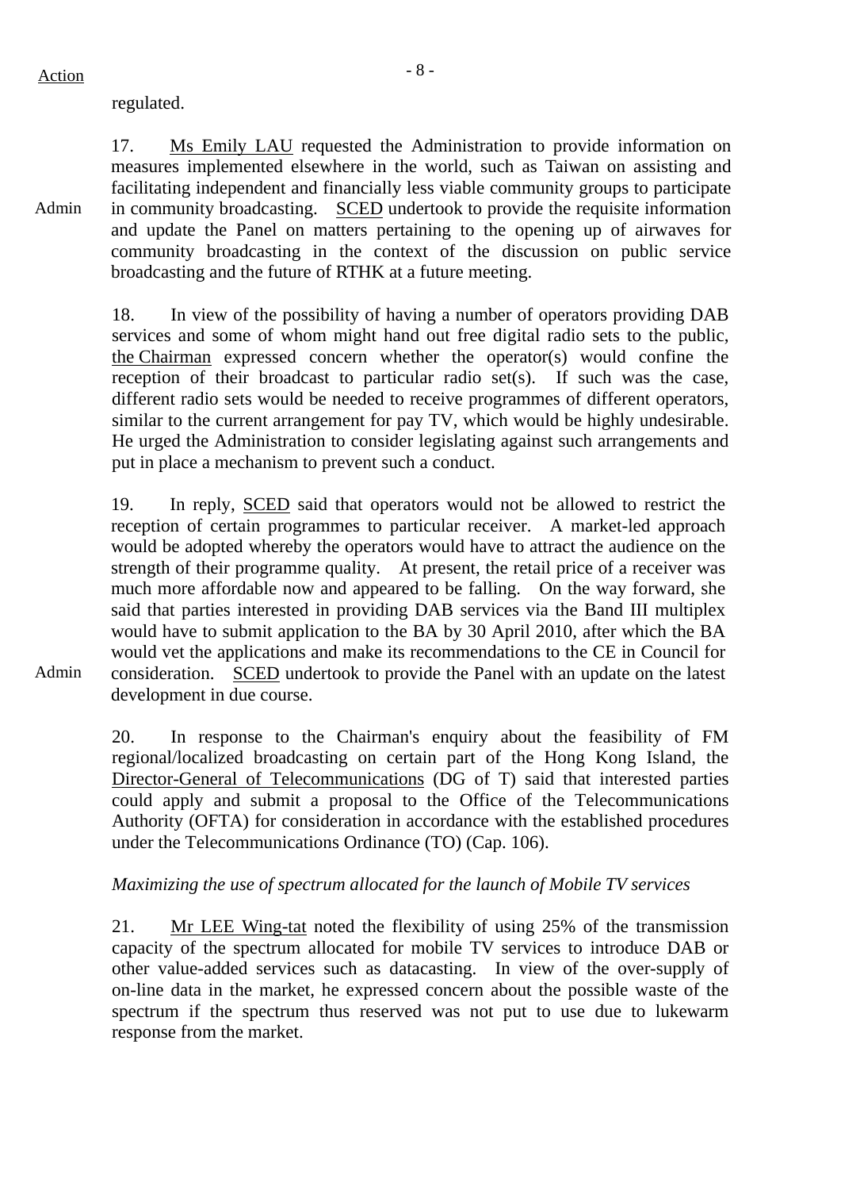Action

regulated.

17. Ms Emily LAU requested the Administration to provide information on measures implemented elsewhere in the world, such as Taiwan on assisting and facilitating independent and financially less viable community groups to participate in community broadcasting. SCED undertook to provide the requisite information and update the Panel on matters pertaining to the opening up of airwaves for community broadcasting in the context of the discussion on public service broadcasting and the future of RTHK at a future meeting.

Admin

18. In view of the possibility of having a number of operators providing DAB services and some of whom might hand out free digital radio sets to the public, the Chairman expressed concern whether the operator(s) would confine the reception of their broadcast to particular radio set(s). If such was the case, different radio sets would be needed to receive programmes of different operators, similar to the current arrangement for pay TV, which would be highly undesirable. He urged the Administration to consider legislating against such arrangements and put in place a mechanism to prevent such a conduct.

19. In reply, SCED said that operators would not be allowed to restrict the reception of certain programmes to particular receiver. A market-led approach would be adopted whereby the operators would have to attract the audience on the strength of their programme quality. At present, the retail price of a receiver was much more affordable now and appeared to be falling. On the way forward, she said that parties interested in providing DAB services via the Band III multiplex would have to submit application to the BA by 30 April 2010, after which the BA would vet the applications and make its recommendations to the CE in Council for consideration. SCED undertook to provide the Panel with an update on the latest development in due course.

Admin

20. In response to the Chairman's enquiry about the feasibility of FM regional/localized broadcasting on certain part of the Hong Kong Island, the Director-General of Telecommunications (DG of T) said that interested parties could apply and submit a proposal to the Office of the Telecommunications Authority (OFTA) for consideration in accordance with the established procedures under the Telecommunications Ordinance (TO) (Cap. 106).

*Maximizing the use of spectrum allocated for the launch of Mobile TV services*

21. Mr LEE Wing-tat noted the flexibility of using 25% of the transmission capacity of the spectrum allocated for mobile TV services to introduce DAB or other value-added services such as datacasting. In view of the over-supply of on-line data in the market, he expressed concern about the possible waste of the spectrum if the spectrum thus reserved was not put to use due to lukewarm response from the market.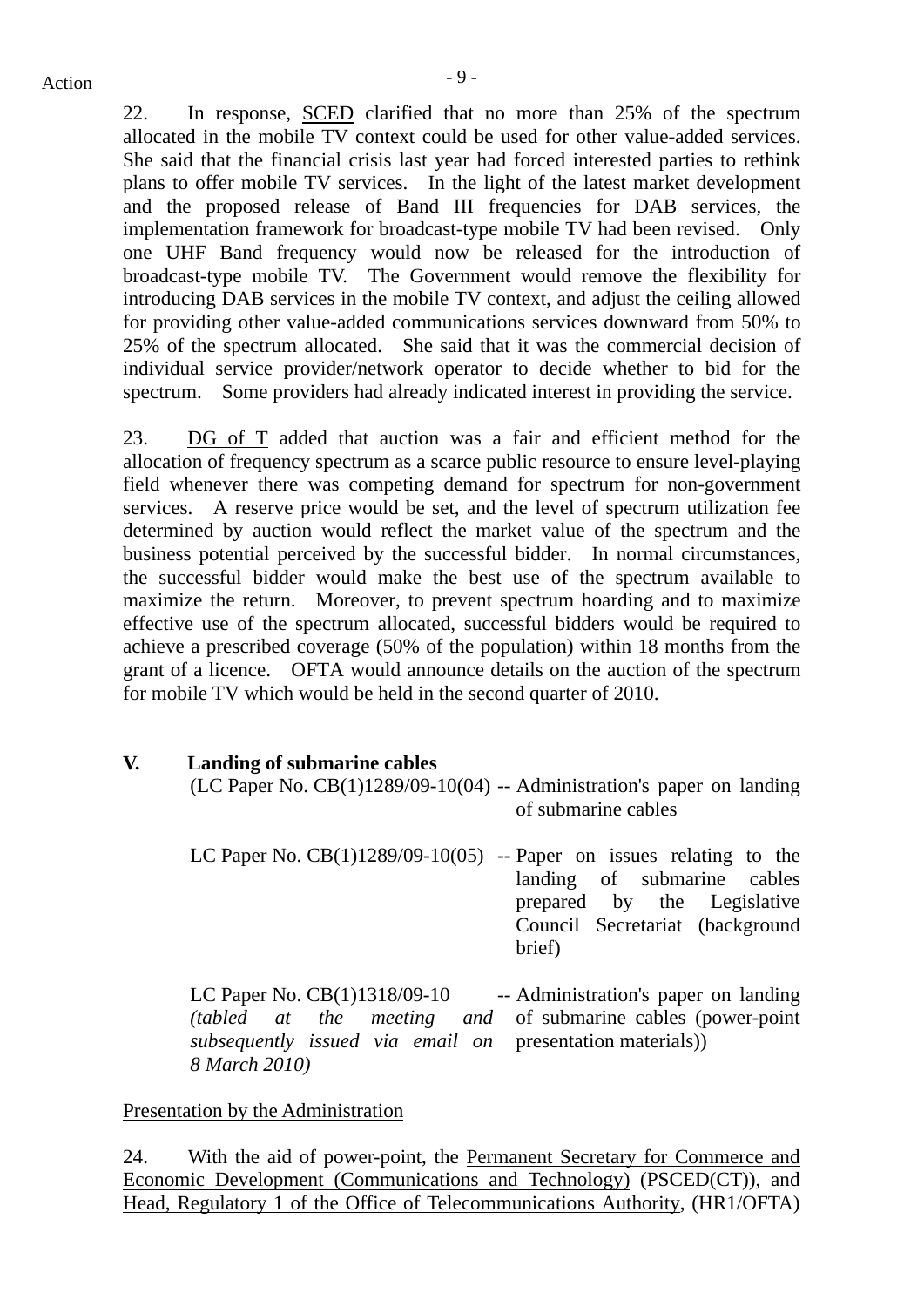Action

22. In response, <u>SCED</u> clarified that no more than 25% of the spectrum allocated in the mobile TV context could be used for other value-added services. She said that the financial crisis last year had forced interested parties to rethink plans to offer mobile TV services. In the light of the latest market development and the proposed release of Band III frequencies for DAB services, the implementation framework for broadcast-type mobile TV had been revised. Only one UHF Band frequency would now be released for the introduction of broadcast-type mobile TV. The Government would remove the flexibility for introducing DAB services in the mobile TV context, and adjust the ceiling allowed for providing other value-added communications services downward from 50% to 25% of the spectrum allocated. She said that it was the commercial decision of individual service provider/network operator to decide whether to bid for the spectrum. Some providers had already indicated interest in providing the service.

23. <u>DG of T</u> added that auction was a fair and efficient method for the allocation of frequency spectrum as a scarce public resource to ensure level-playing field whenever there was competing demand for spectrum for non-government services. A reserve price would be set, and the level of spectrum utilization fee determined by auction would reflect the market value of the spectrum and the business potential perceived by the successful bidder. In normal circumstances, the successful bidder would make the best use of the spectrum available to maximize the return. Moreover, to prevent spectrum hoarding and to maximize effective use of the spectrum allocated, successful bidders would be required to achieve a prescribed coverage (50% of the population) within 18 months from the grant of a licence. OFTA would announce details on the auction of the spectrum for mobile TV which would be held in the second quarter of 2010.

**V. Landing of submarine cables**

(LC Paper No. CB(1)1289/09-10(04) -- Administration's paper on landing of submarine cables

LC Paper No. CB(1)1289/09-10(05) -- Paper on issues relating to the landing of submarine cables prepared by the Legislative Council Secretariat (background brief)

LC Paper No. CB(1)1318/09-10 *(tabled at the meeting and subsequently issued via email on 8 March 2010)* -- Administration's paper on landing of submarine cables (power-point presentation materials))

<u>Presentation by the Administration</u>

24. With the aid of power-point, the <u>Permanent Secretary for Commerce and Economic Development (Communications and Technology)</u> (PSCED(CT)), and <u>Head, Regulatory 1 of the Office of Telecommunications Authority</u>, (HR1/OFTA)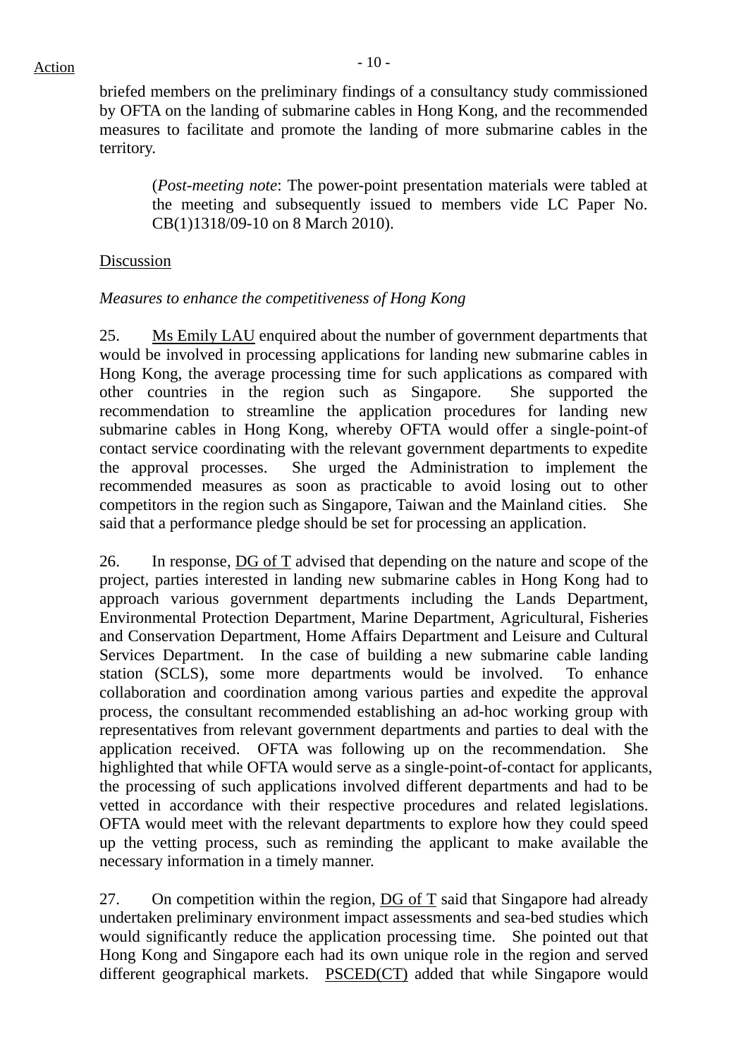Action

briefed members on the preliminary findings of a consultancy study commissioned by OFTA on the landing of submarine cables in Hong Kong, and the recommended measures to facilitate and promote the landing of more submarine cables in the territory.

> (*Post-meeting note*: The power-point presentation materials were tabled at the meeting and subsequently issued to members vide LC Paper No. CB(1)1318/09-10 on 8 March 2010).

<u>Discussion</u>

*Measures to enhance the competitiveness of Hong Kong*

25. <u>Ms Emily LAU</u> enquired about the number of government departments that would be involved in processing applications for landing new submarine cables in Hong Kong, the average processing time for such applications as compared with other countries in the region such as Singapore. She supported the recommendation to streamline the application procedures for landing new submarine cables in Hong Kong, whereby OFTA would offer a single-point-of contact service coordinating with the relevant government departments to expedite the approval processes. She urged the Administration to implement the recommended measures as soon as practicable to avoid losing out to other competitors in the region such as Singapore, Taiwan and the Mainland cities. She said that a performance pledge should be set for processing an application.

26. In response, <u>DG of T</u> advised that depending on the nature and scope of the project, parties interested in landing new submarine cables in Hong Kong had to approach various government departments including the Lands Department, Environmental Protection Department, Marine Department, Agricultural, Fisheries and Conservation Department, Home Affairs Department and Leisure and Cultural Services Department. In the case of building a new submarine cable landing station (SCLS), some more departments would be involved. To enhance collaboration and coordination among various parties and expedite the approval process, the consultant recommended establishing an ad-hoc working group with representatives from relevant government departments and parties to deal with the application received. OFTA was following up on the recommendation. She highlighted that while OFTA would serve as a single-point-of-contact for applicants, the processing of such applications involved different departments and had to be vetted in accordance with their respective procedures and related legislations. OFTA would meet with the relevant departments to explore how they could speed up the vetting process, such as reminding the applicant to make available the necessary information in a timely manner.

27. On competition within the region, <u>DG of T</u> said that Singapore had already undertaken preliminary environment impact assessments and sea-bed studies which would significantly reduce the application processing time. She pointed out that Hong Kong and Singapore each had its own unique role in the region and served different geographical markets. <u>PSCED(CT)</u> added that while Singapore would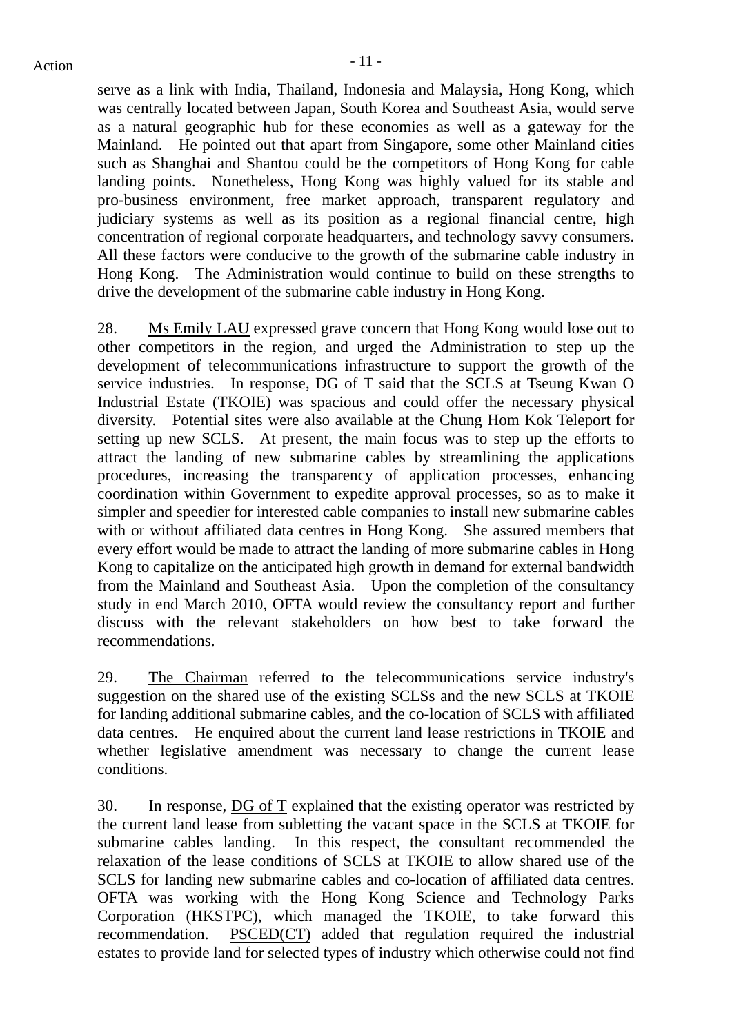serve as a link with India, Thailand, Indonesia and Malaysia, Hong Kong, which was centrally located between Japan, South Korea and Southeast Asia, would serve as a natural geographic hub for these economies as well as a gateway for the Mainland. He pointed out that apart from Singapore, some other Mainland cities such as Shanghai and Shantou could be the competitors of Hong Kong for cable landing points. Nonetheless, Hong Kong was highly valued for its stable and pro-business environment, free market approach, transparent regulatory and judiciary systems as well as its position as a regional financial centre, high concentration of regional corporate headquarters, and technology savvy consumers. All these factors were conducive to the growth of the submarine cable industry in Hong Kong. The Administration would continue to build on these strengths to drive the development of the submarine cable industry in Hong Kong.

28. Ms Emily LAU expressed grave concern that Hong Kong would lose out to other competitors in the region, and urged the Administration to step up the development of telecommunications infrastructure to support the growth of the service industries. In response, DG of T said that the SCLS at Tseung Kwan O Industrial Estate (TKOIE) was spacious and could offer the necessary physical diversity. Potential sites were also available at the Chung Hom Kok Teleport for setting up new SCLS. At present, the main focus was to step up the efforts to attract the landing of new submarine cables by streamlining the applications procedures, increasing the transparency of application processes, enhancing coordination within Government to expedite approval processes, so as to make it simpler and speedier for interested cable companies to install new submarine cables with or without affiliated data centres in Hong Kong. She assured members that every effort would be made to attract the landing of more submarine cables in Hong Kong to capitalize on the anticipated high growth in demand for external bandwidth from the Mainland and Southeast Asia. Upon the completion of the consultancy study in end March 2010, OFTA would review the consultancy report and further discuss with the relevant stakeholders on how best to take forward the recommendations.

29. The Chairman referred to the telecommunications service industry's suggestion on the shared use of the existing SCLSs and the new SCLS at TKOIE for landing additional submarine cables, and the co-location of SCLS with affiliated data centres. He enquired about the current land lease restrictions in TKOIE and whether legislative amendment was necessary to change the current lease conditions.

30. In response, DG of T explained that the existing operator was restricted by the current land lease from subletting the vacant space in the SCLS at TKOIE for submarine cables landing. In this respect, the consultant recommended the relaxation of the lease conditions of SCLS at TKOIE to allow shared use of the SCLS for landing new submarine cables and co-location of affiliated data centres. OFTA was working with the Hong Kong Science and Technology Parks Corporation (HKSTPC), which managed the TKOIE, to take forward this recommendation. PSCED(CT) added that regulation required the industrial estates to provide land for selected types of industry which otherwise could not find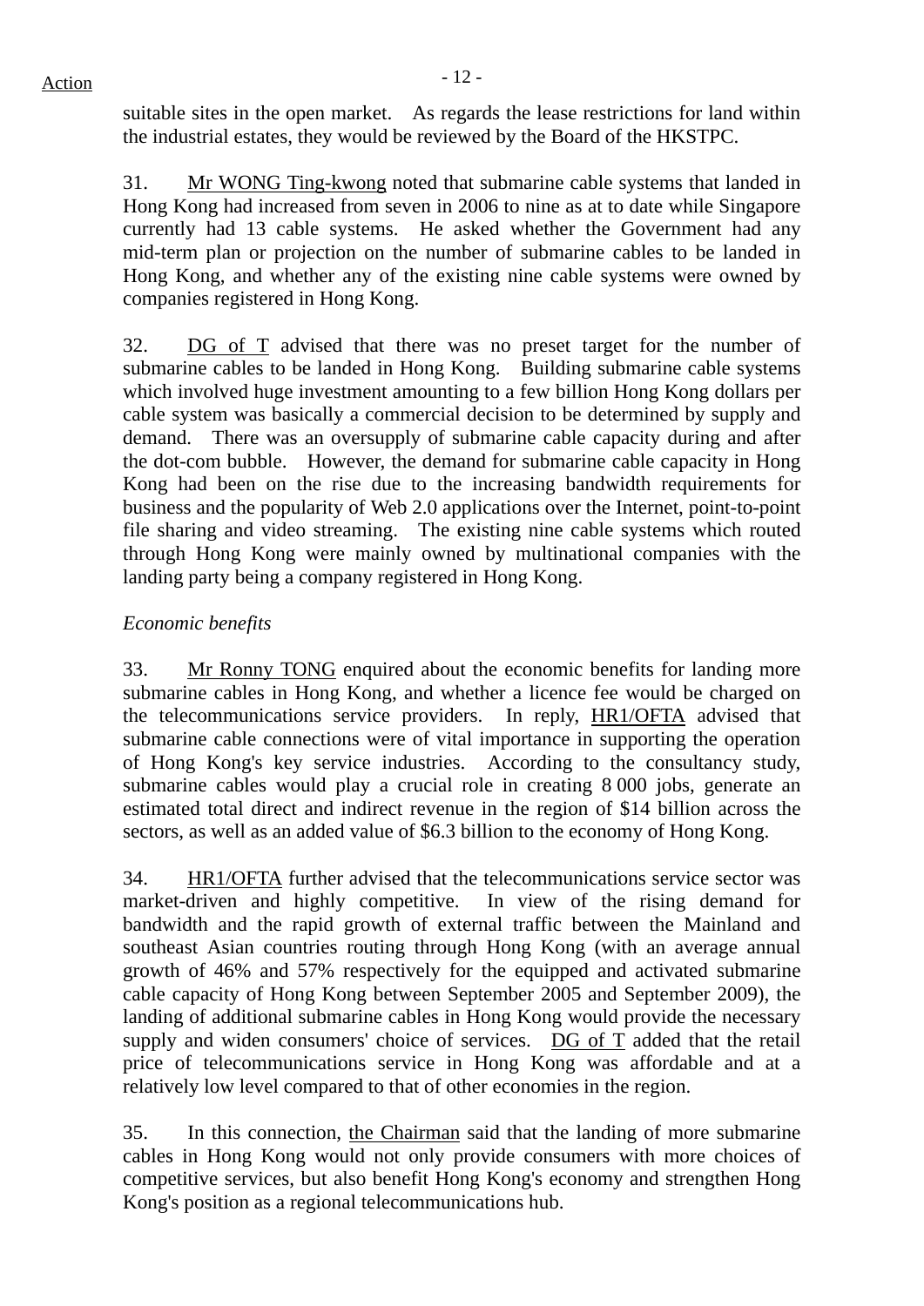suitable sites in the open market. As regards the lease restrictions for land within the industrial estates, they would be reviewed by the Board of the HKSTPC.

31. Mr WONG Ting-kwong noted that submarine cable systems that landed in Hong Kong had increased from seven in 2006 to nine as at to date while Singapore currently had 13 cable systems. He asked whether the Government had any mid-term plan or projection on the number of submarine cables to be landed in Hong Kong, and whether any of the existing nine cable systems were owned by companies registered in Hong Kong.

32. DG of T advised that there was no preset target for the number of submarine cables to be landed in Hong Kong. Building submarine cable systems which involved huge investment amounting to a few billion Hong Kong dollars per cable system was basically a commercial decision to be determined by supply and demand. There was an oversupply of submarine cable capacity during and after the dot-com bubble. However, the demand for submarine cable capacity in Hong Kong had been on the rise due to the increasing bandwidth requirements for business and the popularity of Web 2.0 applications over the Internet, point-to-point file sharing and video streaming. The existing nine cable systems which routed through Hong Kong were mainly owned by multinational companies with the landing party being a company registered in Hong Kong.

*Economic benefits*

33. Mr Ronny TONG enquired about the economic benefits for landing more submarine cables in Hong Kong, and whether a licence fee would be charged on the telecommunications service providers. In reply, HR1/OFTA advised that submarine cable connections were of vital importance in supporting the operation of Hong Kong's key service industries. According to the consultancy study, submarine cables would play a crucial role in creating 8 000 jobs, generate an estimated total direct and indirect revenue in the region of $14 billion across the sectors, as well as an added value of $6.3 billion to the economy of Hong Kong.

34. HR1/OFTA further advised that the telecommunications service sector was market-driven and highly competitive. In view of the rising demand for bandwidth and the rapid growth of external traffic between the Mainland and southeast Asian countries routing through Hong Kong (with an average annual growth of 46% and 57% respectively for the equipped and activated submarine cable capacity of Hong Kong between September 2005 and September 2009), the landing of additional submarine cables in Hong Kong would provide the necessary supply and widen consumers' choice of services. DG of T added that the retail price of telecommunications service in Hong Kong was affordable and at a relatively low level compared to that of other economies in the region.

35. In this connection, the Chairman said that the landing of more submarine cables in Hong Kong would not only provide consumers with more choices of competitive services, but also benefit Hong Kong's economy and strengthen Hong Kong's position as a regional telecommunications hub.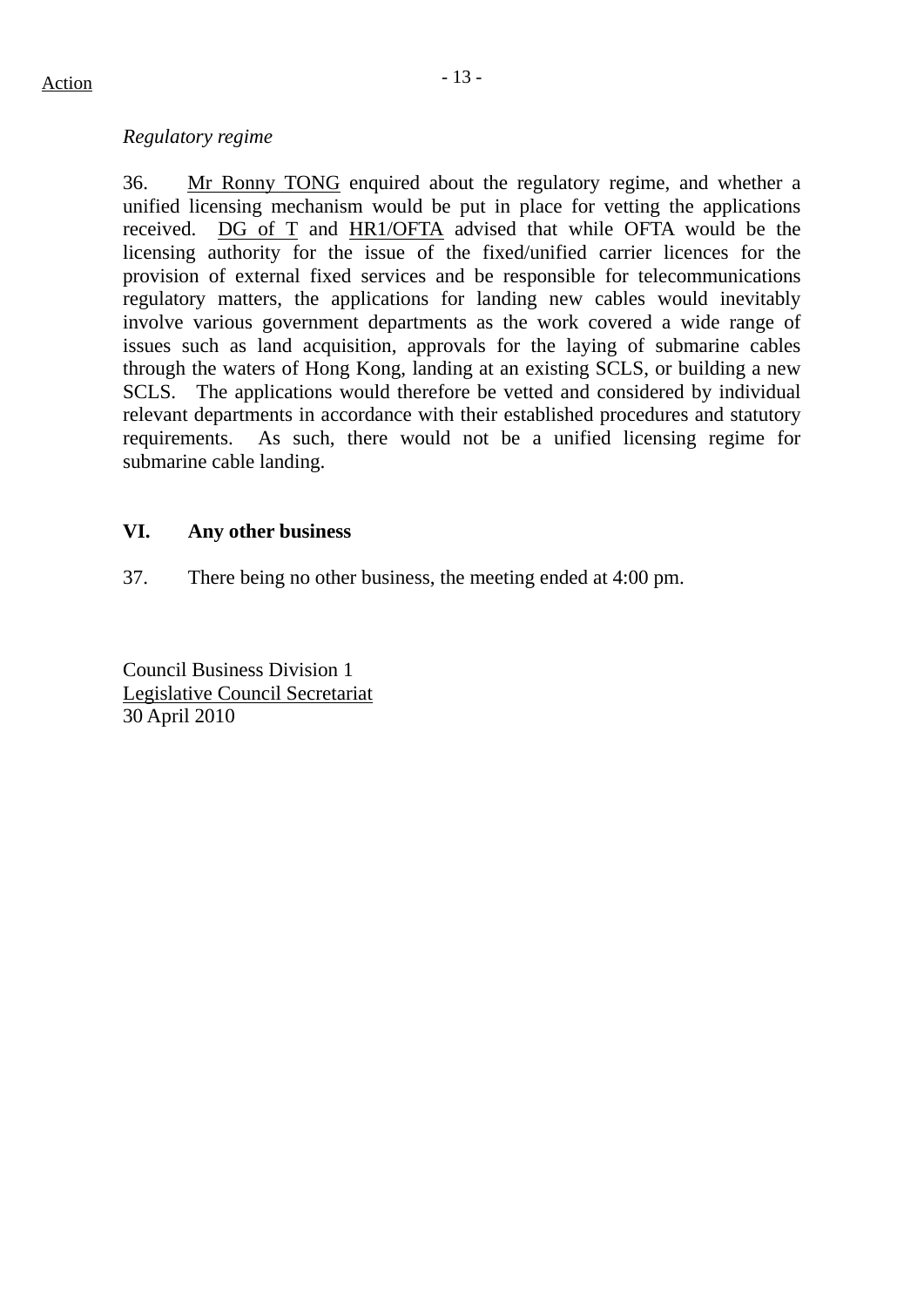Action

*Regulatory regime*

36. Mr Ronny TONG enquired about the regulatory regime, and whether a unified licensing mechanism would be put in place for vetting the applications received. DG of T and HR1/OFTA advised that while OFTA would be the licensing authority for the issue of the fixed/unified carrier licences for the provision of external fixed services and be responsible for telecommunications regulatory matters, the applications for landing new cables would inevitably involve various government departments as the work covered a wide range of issues such as land acquisition, approvals for the laying of submarine cables through the waters of Hong Kong, landing at an existing SCLS, or building a new SCLS. The applications would therefore be vetted and considered by individual relevant departments in accordance with their established procedures and statutory requirements. As such, there would not be a unified licensing regime for submarine cable landing.

**VI. Any other business**

37. There being no other business, the meeting ended at 4:00 pm.

Council Business Division 1
Legislative Council Secretariat
30 April 2010